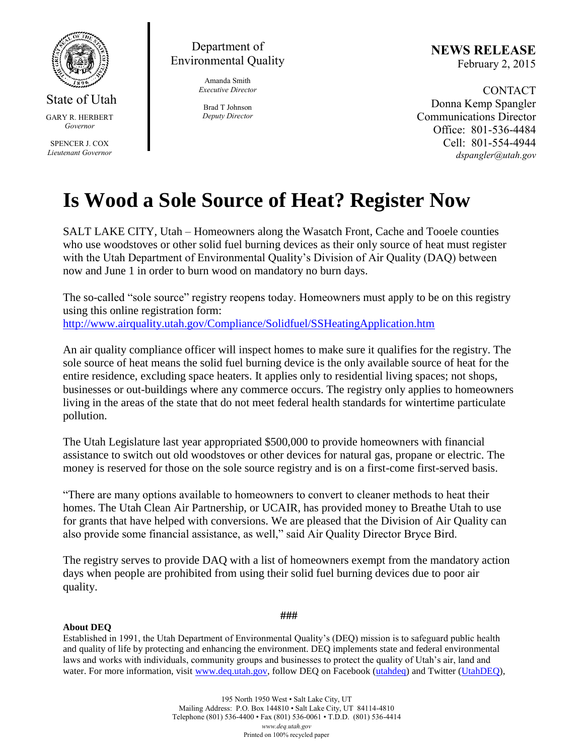State of Utah

GARY R. HERBERT
*Governor*

SPENCER J. COX
*Lieutenant Governor*

Department of
Environmental Quality

Amanda Smith
*Executive Director*

Brad T Johnson
*Deputy Director*

**NEWS RELEASE**
February 2, 2015

CONTACT
Donna Kemp Spangler
Communications Director
Office: 801-536-4484
Cell: 801-554-4944
*dspangler@utah.gov*

# Is Wood a Sole Source of Heat? Register Now

SALT LAKE CITY, Utah – Homeowners along the Wasatch Front, Cache and Tooele counties who use woodstoves or other solid fuel burning devices as their only source of heat must register with the Utah Department of Environmental Quality's Division of Air Quality (DAQ) between now and June 1 in order to burn wood on mandatory no burn days.

The so-called "sole source" registry reopens today. Homeowners must apply to be on this registry using this online registration form:
http://www.airquality.utah.gov/Compliance/Solidfuel/SSHeatingApplication.htm

An air quality compliance officer will inspect homes to make sure it qualifies for the registry. The sole source of heat means the solid fuel burning device is the only available source of heat for the entire residence, excluding space heaters. It applies only to residential living spaces; not shops, businesses or out-buildings where any commerce occurs. The registry only applies to homeowners living in the areas of the state that do not meet federal health standards for wintertime particulate pollution.

The Utah Legislature last year appropriated $500,000 to provide homeowners with financial assistance to switch out old woodstoves or other devices for natural gas, propane or electric. The money is reserved for those on the sole source registry and is on a first-come first-served basis.

"There are many options available to homeowners to convert to cleaner methods to heat their homes. The Utah Clean Air Partnership, or UCAIR, has provided money to Breathe Utah to use for grants that have helped with conversions. We are pleased that the Division of Air Quality can also provide some financial assistance, as well," said Air Quality Director Bryce Bird.

The registry serves to provide DAQ with a list of homeowners exempt from the mandatory action days when people are prohibited from using their solid fuel burning devices due to poor air quality.

###

**About DEQ**

Established in 1991, the Utah Department of Environmental Quality's (DEQ) mission is to safeguard public health and quality of life by protecting and enhancing the environment. DEQ implements state and federal environmental laws and works with individuals, community groups and businesses to protect the quality of Utah's air, land and water. For more information, visit www.deq.utah.gov, follow DEQ on Facebook (utahdeq) and Twitter (UtahDEQ),

195 North 1950 West • Salt Lake City, UT
Mailing Address: P.O. Box 144810 • Salt Lake City, UT 84114-4810
Telephone (801) 536-4400 • Fax (801) 536-0061 • T.D.D. (801) 536-4414
*www.deq.utah.gov*
Printed on 100% recycled paper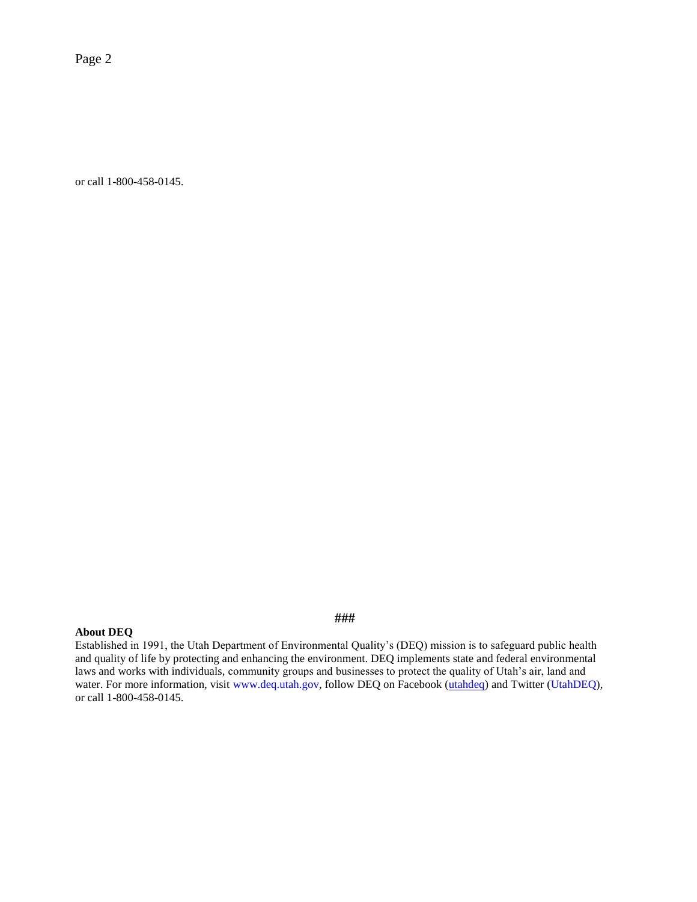or call 1-800-458-0145.

###

**About DEQ**

Established in 1991, the Utah Department of Environmental Quality's (DEQ) mission is to safeguard public health and quality of life by protecting and enhancing the environment. DEQ implements state and federal environmental laws and works with individuals, community groups and businesses to protect the quality of Utah's air, land and water. For more information, visit www.deq.utah.gov, follow DEQ on Facebook (utahdeq) and Twitter (UtahDEQ), or call 1-800-458-0145.